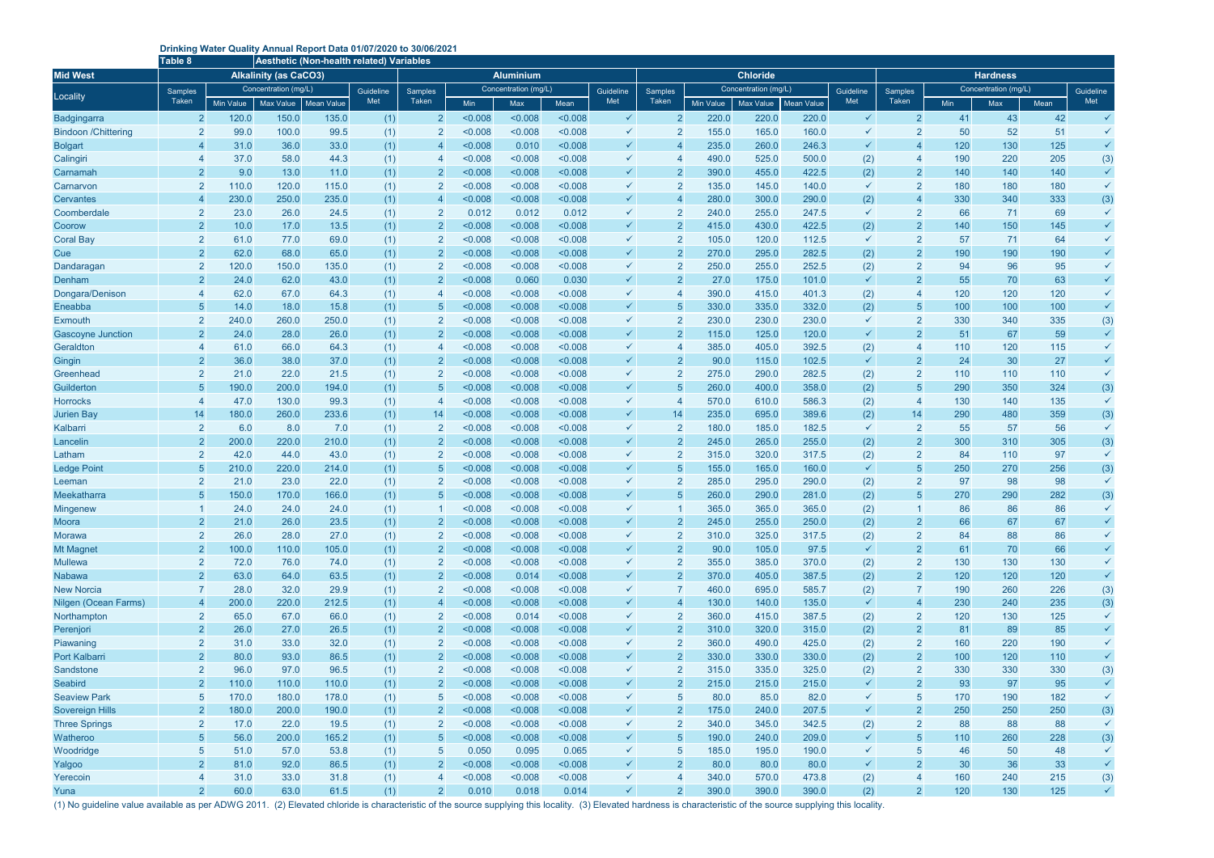**Drinking Water Quality Annual Report Data 01/07/2020 to 30/06/2021**

**Table 8** **Aesthetic (Non-health related) Variables**

| Mid West | Alkalinity (as $CaCO_3$) | | | | | Aluminium | | | | | Chloride | | | | | Hardness | | | | |
|---|---|---|---|---|---|---|---|---|---|---|---|---|---|---|---|---|---|---|---|---|
| Locality | Samples Taken | Concentration (mg/L) Min Value | Max Value | Mean Value | Guideline Met | Samples Taken | Concentration (mg/L) Min | Max | Mean | Guideline Met | Samples Taken | Concentration (mg/L) Min Value | Max Value | Mean Value | Guideline Met | Samples Taken | Concentration (mg/L) Min | Max | Mean | Guideline Met |
| Badgingarra | 2 | 120.0 | 150.0 | 135.0 | (1) | 2 | <0.008 | <0.008 | <0.008 | ✓ | 2 | 220.0 | 220.0 | 220.0 | ✓ | 2 | 41 | 43 | 42 | ✓ |
| Bindoon /Chittering | 2 | 99.0 | 100.0 | 99.5 | (1) | 2 | <0.008 | <0.008 | <0.008 | ✓ | 2 | 155.0 | 165.0 | 160.0 | ✓ | 2 | 50 | 52 | 51 | ✓ |
| Bolgart | 4 | 31.0 | 36.0 | 33.0 | (1) | 4 | <0.008 | 0.010 | <0.008 | ✓ | 4 | 235.0 | 260.0 | 246.3 | ✓ | 4 | 120 | 130 | 125 | ✓ |
| Calingiri | 4 | 37.0 | 58.0 | 44.3 | (1) | 4 | <0.008 | <0.008 | <0.008 | ✓ | 4 | 490.0 | 525.0 | 500.0 | (2) | 4 | 190 | 220 | 205 | (3) |
| Carnamah | 2 | 9.0 | 13.0 | 11.0 | (1) | 2 | <0.008 | <0.008 | <0.008 | ✓ | 2 | 390.0 | 455.0 | 422.5 | (2) | 2 | 140 | 140 | 140 | ✓ |
| Carnarvon | 2 | 110.0 | 120.0 | 115.0 | (1) | 2 | <0.008 | <0.008 | <0.008 | ✓ | 2 | 135.0 | 145.0 | 140.0 | ✓ | 2 | 180 | 180 | 180 | ✓ |
| Cervantes | 4 | 230.0 | 250.0 | 235.0 | (1) | 4 | <0.008 | <0.008 | <0.008 | ✓ | 4 | 280.0 | 300.0 | 290.0 | (2) | 4 | 330 | 340 | 333 | (3) |
| Coomberdale | 2 | 23.0 | 26.0 | 24.5 | (1) | 2 | 0.012 | 0.012 | 0.012 | ✓ | 2 | 240.0 | 255.0 | 247.5 | ✓ | 2 | 66 | 71 | 69 | ✓ |
| Coorow | 2 | 10.0 | 17.0 | 13.5 | (1) | 2 | <0.008 | <0.008 | <0.008 | ✓ | 2 | 415.0 | 430.0 | 422.5 | (2) | 2 | 140 | 150 | 145 | ✓ |
| Coral Bay | 2 | 61.0 | 77.0 | 69.0 | (1) | 2 | <0.008 | <0.008 | <0.008 | ✓ | 2 | 105.0 | 120.0 | 112.5 | ✓ | 2 | 57 | 71 | 64 | ✓ |
| Cue | 2 | 62.0 | 68.0 | 65.0 | (1) | 2 | <0.008 | <0.008 | <0.008 | ✓ | 2 | 270.0 | 295.0 | 282.5 | (2) | 2 | 190 | 190 | 190 | ✓ |
| Dandaragan | 2 | 120.0 | 150.0 | 135.0 | (1) | 2 | <0.008 | <0.008 | <0.008 | ✓ | 2 | 250.0 | 255.0 | 252.5 | (2) | 2 | 94 | 96 | 95 | ✓ |
| Denham | 2 | 24.0 | 62.0 | 43.0 | (1) | 2 | <0.008 | 0.060 | 0.030 | ✓ | 2 | 27.0 | 175.0 | 101.0 | ✓ | 2 | 55 | 70 | 63 | ✓ |
| Dongara/Denison | 4 | 62.0 | 67.0 | 64.3 | (1) | 4 | <0.008 | <0.008 | <0.008 | ✓ | 4 | 390.0 | 415.0 | 401.3 | (2) | 4 | 120 | 120 | 120 | ✓ |
| Eneabba | 5 | 14.0 | 18.0 | 15.8 | (1) | 5 | <0.008 | <0.008 | <0.008 | ✓ | 5 | 330.0 | 335.0 | 332.0 | (2) | 5 | 100 | 100 | 100 | ✓ |
| Exmouth | 2 | 240.0 | 260.0 | 250.0 | (1) | 2 | <0.008 | <0.008 | <0.008 | ✓ | 2 | 230.0 | 230.0 | 230.0 | ✓ | 2 | 330 | 340 | 335 | (3) |
| Gascoyne Junction | 2 | 24.0 | 28.0 | 26.0 | (1) | 2 | <0.008 | <0.008 | <0.008 | ✓ | 2 | 115.0 | 125.0 | 120.0 | ✓ | 2 | 51 | 67 | 59 | ✓ |
| Geraldton | 4 | 61.0 | 66.0 | 64.3 | (1) | 4 | <0.008 | <0.008 | <0.008 | ✓ | 4 | 385.0 | 405.0 | 392.5 | (2) | 4 | 110 | 120 | 115 | ✓ |
| Gingin | 2 | 36.0 | 38.0 | 37.0 | (1) | 2 | <0.008 | <0.008 | <0.008 | ✓ | 2 | 90.0 | 115.0 | 102.5 | ✓ | 2 | 24 | 30 | 27 | ✓ |
| Greenhead | 2 | 21.0 | 22.0 | 21.5 | (1) | 2 | <0.008 | <0.008 | <0.008 | ✓ | 2 | 275.0 | 290.0 | 282.5 | (2) | 2 | 110 | 110 | 110 | ✓ |
| Guilderton | 5 | 190.0 | 200.0 | 194.0 | (1) | 5 | <0.008 | <0.008 | <0.008 | ✓ | 5 | 260.0 | 400.0 | 358.0 | (2) | 5 | 290 | 350 | 324 | (3) |
| Horrocks | 4 | 47.0 | 130.0 | 99.3 | (1) | 4 | <0.008 | <0.008 | <0.008 | ✓ | 4 | 570.0 | 610.0 | 586.3 | (2) | 4 | 130 | 140 | 135 | ✓ |
| Jurien Bay | 14 | 180.0 | 260.0 | 233.6 | (1) | 14 | <0.008 | <0.008 | <0.008 | ✓ | 14 | 235.0 | 695.0 | 389.6 | (2) | 14 | 290 | 480 | 359 | (3) |
| Kalbarri | 2 | 6.0 | 8.0 | 7.0 | (1) | 2 | <0.008 | <0.008 | <0.008 | ✓ | 2 | 180.0 | 185.0 | 182.5 | ✓ | 2 | 55 | 57 | 56 | ✓ |
| Lancelin | 2 | 200.0 | 220.0 | 210.0 | (1) | 2 | <0.008 | <0.008 | <0.008 | ✓ | 2 | 245.0 | 265.0 | 255.0 | (2) | 2 | 300 | 310 | 305 | (3) |
| Latham | 2 | 42.0 | 44.0 | 43.0 | (1) | 2 | <0.008 | <0.008 | <0.008 | ✓ | 2 | 315.0 | 320.0 | 317.5 | (2) | 2 | 84 | 110 | 97 | ✓ |
| Ledge Point | 5 | 210.0 | 220.0 | 214.0 | (1) | 5 | <0.008 | <0.008 | <0.008 | ✓ | 5 | 155.0 | 165.0 | 160.0 | ✓ | 5 | 250 | 270 | 256 | (3) |
| Leeman | 2 | 21.0 | 23.0 | 22.0 | (1) | 2 | <0.008 | <0.008 | <0.008 | ✓ | 2 | 285.0 | 295.0 | 290.0 | (2) | 2 | 97 | 98 | 98 | ✓ |
| Meekatharra | 5 | 150.0 | 170.0 | 166.0 | (1) | 5 | <0.008 | <0.008 | <0.008 | ✓ | 5 | 260.0 | 290.0 | 281.0 | (2) | 5 | 270 | 290 | 282 | (3) |
| Mingenew | 1 | 24.0 | 24.0 | 24.0 | (1) | 1 | <0.008 | <0.008 | <0.008 | ✓ | 1 | 365.0 | 365.0 | 365.0 | (2) | 1 | 86 | 86 | 86 | ✓ |
| Moora | 2 | 21.0 | 26.0 | 23.5 | (1) | 2 | <0.008 | <0.008 | <0.008 | ✓ | 2 | 245.0 | 255.0 | 250.0 | (2) | 2 | 66 | 67 | 67 | ✓ |
| Morawa | 2 | 26.0 | 28.0 | 27.0 | (1) | 2 | <0.008 | <0.008 | <0.008 | ✓ | 2 | 310.0 | 325.0 | 317.5 | (2) | 2 | 84 | 88 | 86 | ✓ |
| Mt Magnet | 2 | 100.0 | 110.0 | 105.0 | (1) | 2 | <0.008 | <0.008 | <0.008 | ✓ | 2 | 90.0 | 105.0 | 97.5 | ✓ | 2 | 61 | 70 | 66 | ✓ |
| Mullewa | 2 | 72.0 | 76.0 | 74.0 | (1) | 2 | <0.008 | <0.008 | <0.008 | ✓ | 2 | 355.0 | 385.0 | 370.0 | (2) | 2 | 130 | 130 | 130 | ✓ |
| Nabawa | 2 | 63.0 | 64.0 | 63.5 | (1) | 2 | <0.008 | 0.014 | <0.008 | ✓ | 2 | 370.0 | 405.0 | 387.5 | (2) | 2 | 120 | 120 | 120 | ✓ |
| New Norcia | 7 | 28.0 | 32.0 | 29.9 | (1) | 2 | <0.008 | <0.008 | <0.008 | ✓ | 7 | 460.0 | 695.0 | 585.7 | (2) | 7 | 190 | 260 | 226 | (3) |
| Nilgen (Ocean Farms) | 4 | 200.0 | 220.0 | 212.5 | (1) | 4 | <0.008 | <0.008 | <0.008 | ✓ | 4 | 130.0 | 140.0 | 135.0 | ✓ | 4 | 230 | 240 | 235 | (3) |
| Northampton | 2 | 65.0 | 67.0 | 66.0 | (1) | 2 | <0.008 | 0.014 | <0.008 | ✓ | 2 | 360.0 | 415.0 | 387.5 | (2) | 2 | 120 | 130 | 125 | ✓ |
| Perenjori | 2 | 26.0 | 27.0 | 26.5 | (1) | 2 | <0.008 | <0.008 | <0.008 | ✓ | 2 | 310.0 | 320.0 | 315.0 | (2) | 2 | 81 | 89 | 85 | ✓ |
| Piawaning | 2 | 31.0 | 33.0 | 32.0 | (1) | 2 | <0.008 | <0.008 | <0.008 | ✓ | 2 | 360.0 | 490.0 | 425.0 | (2) | 2 | 160 | 220 | 190 | ✓ |
| Port Kalbarri | 2 | 80.0 | 93.0 | 86.5 | (1) | 2 | <0.008 | <0.008 | <0.008 | ✓ | 2 | 330.0 | 330.0 | 330.0 | (2) | 2 | 100 | 120 | 110 | ✓ |
| Sandstone | 2 | 96.0 | 97.0 | 96.5 | (1) | 2 | <0.008 | <0.008 | <0.008 | ✓ | 2 | 315.0 | 335.0 | 325.0 | (2) | 2 | 330 | 330 | 330 | (3) |
| Seabird | 2 | 110.0 | 110.0 | 110.0 | (1) | 2 | <0.008 | <0.008 | <0.008 | ✓ | 2 | 215.0 | 215.0 | 215.0 | ✓ | 2 | 93 | 97 | 95 | ✓ |
| Seaview Park | 5 | 170.0 | 180.0 | 178.0 | (1) | 5 | <0.008 | <0.008 | <0.008 | ✓ | 5 | 80.0 | 85.0 | 82.0 | ✓ | 5 | 170 | 190 | 182 | ✓ |
| Sovereign Hills | 2 | 180.0 | 200.0 | 190.0 | (1) | 2 | <0.008 | <0.008 | <0.008 | ✓ | 2 | 175.0 | 240.0 | 207.5 | ✓ | 2 | 250 | 250 | 250 | (3) |
| Three Springs | 2 | 17.0 | 22.0 | 19.5 | (1) | 2 | <0.008 | <0.008 | <0.008 | ✓ | 2 | 340.0 | 345.0 | 342.5 | (2) | 2 | 88 | 88 | 88 | ✓ |
| Watheroo | 5 | 56.0 | 200.0 | 165.2 | (1) | 5 | <0.008 | <0.008 | <0.008 | ✓ | 5 | 190.0 | 240.0 | 209.0 | ✓ | 5 | 110 | 260 | 228 | (3) |
| Woodridge | 5 | 51.0 | 57.0 | 53.8 | (1) | 5 | 0.050 | 0.095 | 0.065 | ✓ | 5 | 185.0 | 195.0 | 190.0 | ✓ | 5 | 46 | 50 | 48 | ✓ |
| Yalgoo | 2 | 81.0 | 92.0 | 86.5 | (1) | 2 | <0.008 | <0.008 | <0.008 | ✓ | 2 | 80.0 | 80.0 | 80.0 | ✓ | 2 | 30 | 36 | 33 | ✓ |
| Yerecoin | 4 | 31.0 | 33.0 | 31.8 | (1) | 4 | <0.008 | <0.008 | <0.008 | ✓ | 4 | 340.0 | 570.0 | 473.8 | (2) | 4 | 160 | 240 | 215 | (3) |
| Yuna | 2 | 60.0 | 63.0 | 61.5 | (1) | 2 | 0.010 | 0.018 | 0.014 | ✓ | 2 | 390.0 | 390.0 | 390.0 | (2) | 2 | 120 | 130 | 125 | ✓ |

(1) No guideline value available as per ADWG 2011. (2) Elevated chloride is characteristic of the source supplying this locality. (3) Elevated hardness is characteristic of the source supplying this locality.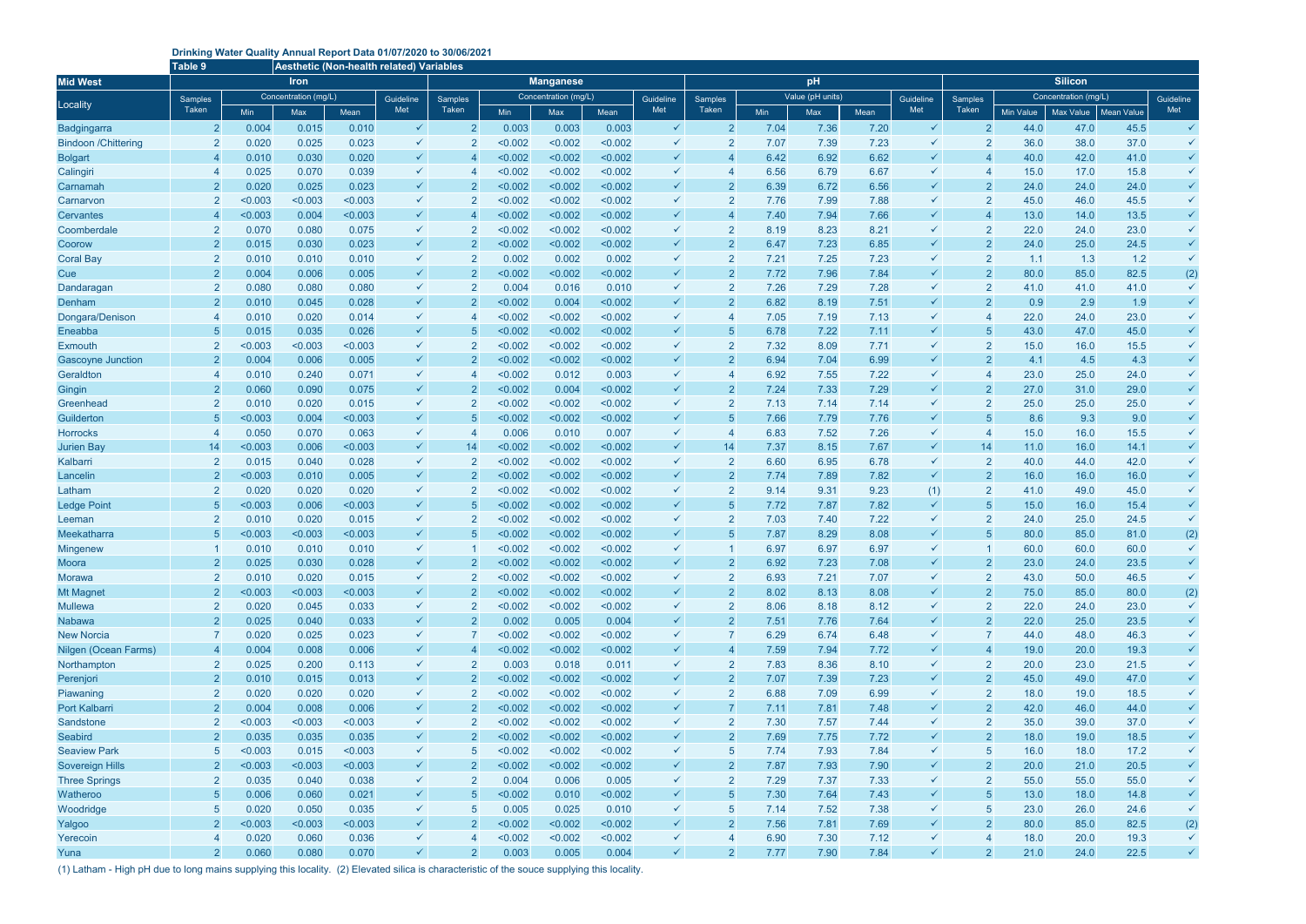**Drinking Water Quality Annual Report Data 01/07/2020 to 30/06/2021**

**Table 9** **Aesthetic (Non-health related) Variables**

| Mid West | Iron | | | | | Manganese | | | | | pH | | | | | Silicon | | | | |
|---|---|---|---|---|---|---|---|---|---|---|---|---|---|---|---|---|---|---|---|---|
| Locality | Samples Taken | Concentration (mg/L) | | | Guideline Met | Samples Taken | Concentration (mg/L) | | | Guideline Met | Samples Taken | Value (pH units) | | | Guideline Met | Samples Taken | Concentration (mg/L) | | | Guideline Met |
| | | Min | Max | Mean | | | Min | Max | Mean | | | Min | Max | Mean | | | Min Value | Max Value | Mean Value | |
| Badgingarra | 2 | 0.004 | 0.015 | 0.010 | ✓ | 2 | 0.003 | 0.003 | 0.003 | ✓ | 2 | 7.04 | 7.36 | 7.20 | ✓ | 2 | 44.0 | 47.0 | 45.5 | ✓ |
| Bindoon /Chittering | 2 | 0.020 | 0.025 | 0.023 | ✓ | 2 | <0.002 | <0.002 | <0.002 | ✓ | 2 | 7.07 | 7.39 | 7.23 | ✓ | 2 | 36.0 | 38.0 | 37.0 | ✓ |
| Bolgart | 4 | 0.010 | 0.030 | 0.020 | ✓ | 4 | <0.002 | <0.002 | <0.002 | ✓ | 4 | 6.42 | 6.92 | 6.62 | ✓ | 4 | 40.0 | 42.0 | 41.0 | ✓ |
| Calingiri | 4 | 0.025 | 0.070 | 0.039 | ✓ | 4 | <0.002 | <0.002 | <0.002 | ✓ | 4 | 6.56 | 6.79 | 6.67 | ✓ | 4 | 15.0 | 17.0 | 15.8 | ✓ |
| Carnamah | 2 | 0.020 | 0.025 | 0.023 | ✓ | 2 | <0.002 | <0.002 | <0.002 | ✓ | 2 | 6.39 | 6.72 | 6.56 | ✓ | 2 | 24.0 | 24.0 | 24.0 | ✓ |
| Carnarvon | 2 | <0.003 | <0.003 | <0.003 | ✓ | 2 | <0.002 | <0.002 | <0.002 | ✓ | 2 | 7.76 | 7.99 | 7.88 | ✓ | 2 | 45.0 | 46.0 | 45.5 | ✓ |
| Cervantes | 4 | <0.003 | 0.004 | <0.003 | ✓ | 4 | <0.002 | <0.002 | <0.002 | ✓ | 4 | 7.40 | 7.94 | 7.66 | ✓ | 4 | 13.0 | 14.0 | 13.5 | ✓ |
| Coomberdale | 2 | 0.070 | 0.080 | 0.075 | ✓ | 2 | <0.002 | <0.002 | <0.002 | ✓ | 2 | 8.19 | 8.23 | 8.21 | ✓ | 2 | 22.0 | 24.0 | 23.0 | ✓ |
| Coorow | 2 | 0.015 | 0.030 | 0.023 | ✓ | 2 | <0.002 | <0.002 | <0.002 | ✓ | 2 | 6.47 | 7.23 | 6.85 | ✓ | 2 | 24.0 | 25.0 | 24.5 | ✓ |
| Coral Bay | 2 | 0.010 | 0.010 | 0.010 | ✓ | 2 | 0.002 | 0.002 | 0.002 | ✓ | 2 | 7.21 | 7.25 | 7.23 | ✓ | 2 | 1.1 | 1.3 | 1.2 | ✓ |
| Cue | 2 | 0.004 | 0.006 | 0.005 | ✓ | 2 | <0.002 | <0.002 | <0.002 | ✓ | 2 | 7.72 | 7.96 | 7.84 | ✓ | 2 | 80.0 | 85.0 | 82.5 | (2) |
| Dandaragan | 2 | 0.080 | 0.080 | 0.080 | ✓ | 2 | 0.004 | 0.016 | 0.010 | ✓ | 2 | 7.26 | 7.29 | 7.28 | ✓ | 2 | 41.0 | 41.0 | 41.0 | ✓ |
| Denham | 2 | 0.010 | 0.045 | 0.028 | ✓ | 2 | <0.002 | 0.004 | <0.002 | ✓ | 2 | 6.82 | 8.19 | 7.51 | ✓ | 2 | 0.9 | 2.9 | 1.9 | ✓ |
| Dongara/Denison | 4 | 0.010 | 0.020 | 0.014 | ✓ | 4 | <0.002 | <0.002 | <0.002 | ✓ | 4 | 7.05 | 7.19 | 7.13 | ✓ | 4 | 22.0 | 24.0 | 23.0 | ✓ |
| Eneabba | 5 | 0.015 | 0.035 | 0.026 | ✓ | 5 | <0.002 | <0.002 | <0.002 | ✓ | 5 | 6.78 | 7.22 | 7.11 | ✓ | 5 | 43.0 | 47.0 | 45.0 | ✓ |
| Exmouth | 2 | <0.003 | <0.003 | <0.003 | ✓ | 2 | <0.002 | <0.002 | <0.002 | ✓ | 2 | 7.32 | 8.09 | 7.71 | ✓ | 2 | 15.0 | 16.0 | 15.5 | ✓ |
| Gascoyne Junction | 2 | 0.004 | 0.006 | 0.005 | ✓ | 2 | <0.002 | <0.002 | <0.002 | ✓ | 2 | 6.94 | 7.04 | 6.99 | ✓ | 2 | 4.1 | 4.5 | 4.3 | ✓ |
| Geraldton | 4 | 0.010 | 0.240 | 0.071 | ✓ | 4 | <0.002 | 0.012 | 0.003 | ✓ | 4 | 6.92 | 7.55 | 7.22 | ✓ | 4 | 23.0 | 25.0 | 24.0 | ✓ |
| Gingin | 2 | 0.060 | 0.090 | 0.075 | ✓ | 2 | <0.002 | 0.004 | <0.002 | ✓ | 2 | 7.24 | 7.33 | 7.29 | ✓ | 2 | 27.0 | 31.0 | 29.0 | ✓ |
| Greenhead | 2 | 0.010 | 0.020 | 0.015 | ✓ | 2 | <0.002 | <0.002 | <0.002 | ✓ | 2 | 7.13 | 7.14 | 7.14 | ✓ | 2 | 25.0 | 25.0 | 25.0 | ✓ |
| Guilderton | 5 | <0.003 | 0.004 | <0.003 | ✓ | 5 | <0.002 | <0.002 | <0.002 | ✓ | 5 | 7.66 | 7.79 | 7.76 | ✓ | 5 | 8.6 | 9.3 | 9.0 | ✓ |
| Horrocks | 4 | 0.050 | 0.070 | 0.063 | ✓ | 4 | 0.006 | 0.010 | 0.007 | ✓ | 4 | 6.83 | 7.52 | 7.26 | ✓ | 4 | 15.0 | 16.0 | 15.5 | ✓ |
| Jurien Bay | 14 | <0.003 | 0.006 | <0.003 | ✓ | 14 | <0.002 | <0.002 | <0.002 | ✓ | 14 | 7.37 | 8.15 | 7.67 | ✓ | 14 | 11.0 | 16.0 | 14.1 | ✓ |
| Kalbarri | 2 | 0.015 | 0.040 | 0.028 | ✓ | 2 | <0.002 | <0.002 | <0.002 | ✓ | 2 | 6.60 | 6.95 | 6.78 | ✓ | 2 | 40.0 | 44.0 | 42.0 | ✓ |
| Lancelin | 2 | <0.003 | 0.010 | 0.005 | ✓ | 2 | <0.002 | <0.002 | <0.002 | ✓ | 2 | 7.74 | 7.89 | 7.82 | ✓ | 2 | 16.0 | 16.0 | 16.0 | ✓ |
| Latham | 2 | 0.020 | 0.020 | 0.020 | ✓ | 2 | <0.002 | <0.002 | <0.002 | ✓ | 2 | 9.14 | 9.31 | 9.23 | (1) | 2 | 41.0 | 49.0 | 45.0 | ✓ |
| Ledge Point | 5 | <0.003 | 0.006 | <0.003 | ✓ | 5 | <0.002 | <0.002 | <0.002 | ✓ | 5 | 7.72 | 7.87 | 7.82 | ✓ | 5 | 15.0 | 16.0 | 15.4 | ✓ |
| Leeman | 2 | 0.010 | 0.020 | 0.015 | ✓ | 2 | <0.002 | <0.002 | <0.002 | ✓ | 2 | 7.03 | 7.40 | 7.22 | ✓ | 2 | 24.0 | 25.0 | 24.5 | ✓ |
| Meekatharra | 5 | <0.003 | <0.003 | <0.003 | ✓ | 5 | <0.002 | <0.002 | <0.002 | ✓ | 5 | 7.87 | 8.29 | 8.08 | ✓ | 5 | 80.0 | 85.0 | 81.0 | (2) |
| Mingenew | 1 | 0.010 | 0.010 | 0.010 | ✓ | 1 | <0.002 | <0.002 | <0.002 | ✓ | 1 | 6.97 | 6.97 | 6.97 | ✓ | 1 | 60.0 | 60.0 | 60.0 | ✓ |
| Moora | 2 | 0.025 | 0.030 | 0.028 | ✓ | 2 | <0.002 | <0.002 | <0.002 | ✓ | 2 | 6.92 | 7.23 | 7.08 | ✓ | 2 | 23.0 | 24.0 | 23.5 | ✓ |
| Morawa | 2 | 0.010 | 0.020 | 0.015 | ✓ | 2 | <0.002 | <0.002 | <0.002 | ✓ | 2 | 6.93 | 7.21 | 7.07 | ✓ | 2 | 43.0 | 50.0 | 46.5 | ✓ |
| Mt Magnet | 2 | <0.003 | <0.003 | <0.003 | ✓ | 2 | <0.002 | <0.002 | <0.002 | ✓ | 2 | 8.02 | 8.13 | 8.08 | ✓ | 2 | 75.0 | 85.0 | 80.0 | (2) |
| Mullewa | 2 | 0.020 | 0.045 | 0.033 | ✓ | 2 | <0.002 | <0.002 | <0.002 | ✓ | 2 | 8.06 | 8.18 | 8.12 | ✓ | 2 | 22.0 | 24.0 | 23.0 | ✓ |
| Nabawa | 2 | 0.025 | 0.040 | 0.033 | ✓ | 2 | 0.002 | 0.005 | 0.004 | ✓ | 2 | 7.51 | 7.76 | 7.64 | ✓ | 2 | 22.0 | 25.0 | 23.5 | ✓ |
| New Norcia | 7 | 0.020 | 0.025 | 0.023 | ✓ | 7 | <0.002 | <0.002 | <0.002 | ✓ | 7 | 6.29 | 6.74 | 6.48 | ✓ | 7 | 44.0 | 48.0 | 46.3 | ✓ |
| Nilgen (Ocean Farms) | 4 | 0.004 | 0.008 | 0.006 | ✓ | 4 | <0.002 | <0.002 | <0.002 | ✓ | 4 | 7.59 | 7.94 | 7.72 | ✓ | 4 | 19.0 | 20.0 | 19.3 | ✓ |
| Northampton | 2 | 0.025 | 0.200 | 0.113 | ✓ | 2 | 0.003 | 0.018 | 0.011 | ✓ | 2 | 7.83 | 8.36 | 8.10 | ✓ | 2 | 20.0 | 23.0 | 21.5 | ✓ |
| Perenjori | 2 | 0.010 | 0.015 | 0.013 | ✓ | 2 | <0.002 | <0.002 | <0.002 | ✓ | 2 | 7.07 | 7.39 | 7.23 | ✓ | 2 | 45.0 | 49.0 | 47.0 | ✓ |
| Piawaning | 2 | 0.020 | 0.020 | 0.020 | ✓ | 2 | <0.002 | <0.002 | <0.002 | ✓ | 2 | 6.88 | 7.09 | 6.99 | ✓ | 2 | 18.0 | 19.0 | 18.5 | ✓ |
| Port Kalbarri | 2 | 0.004 | 0.008 | 0.006 | ✓ | 2 | <0.002 | <0.002 | <0.002 | ✓ | 7 | 7.11 | 7.81 | 7.48 | ✓ | 2 | 42.0 | 46.0 | 44.0 | ✓ |
| Sandstone | 2 | <0.003 | <0.003 | <0.003 | ✓ | 2 | <0.002 | <0.002 | <0.002 | ✓ | 2 | 7.30 | 7.57 | 7.44 | ✓ | 2 | 35.0 | 39.0 | 37.0 | ✓ |
| Seabird | 2 | 0.035 | 0.035 | 0.035 | ✓ | 2 | <0.002 | <0.002 | <0.002 | ✓ | 2 | 7.69 | 7.75 | 7.72 | ✓ | 2 | 18.0 | 19.0 | 18.5 | ✓ |
| Seaview Park | 5 | <0.003 | 0.015 | <0.003 | ✓ | 5 | <0.002 | <0.002 | <0.002 | ✓ | 5 | 7.74 | 7.93 | 7.84 | ✓ | 5 | 16.0 | 18.0 | 17.2 | ✓ |
| Sovereign Hills | 2 | <0.003 | <0.003 | <0.003 | ✓ | 2 | <0.002 | <0.002 | <0.002 | ✓ | 2 | 7.87 | 7.93 | 7.90 | ✓ | 2 | 20.0 | 21.0 | 20.5 | ✓ |
| Three Springs | 2 | 0.035 | 0.040 | 0.038 | ✓ | 2 | 0.004 | 0.006 | 0.005 | ✓ | 2 | 7.29 | 7.37 | 7.33 | ✓ | 2 | 55.0 | 55.0 | 55.0 | ✓ |
| Watheroo | 5 | 0.006 | 0.060 | 0.021 | ✓ | 5 | <0.002 | 0.010 | <0.002 | ✓ | 5 | 7.30 | 7.64 | 7.43 | ✓ | 5 | 13.0 | 18.0 | 14.8 | ✓ |
| Woodridge | 5 | 0.020 | 0.050 | 0.035 | ✓ | 5 | 0.005 | 0.025 | 0.010 | ✓ | 5 | 7.14 | 7.52 | 7.38 | ✓ | 5 | 23.0 | 26.0 | 24.6 | ✓ |
| Yalgoo | 2 | <0.003 | <0.003 | <0.003 | ✓ | 2 | <0.002 | <0.002 | <0.002 | ✓ | 2 | 7.56 | 7.81 | 7.69 | ✓ | 2 | 80.0 | 85.0 | 82.5 | (2) |
| Yerecoin | 4 | 0.020 | 0.060 | 0.036 | ✓ | 4 | <0.002 | <0.002 | <0.002 | ✓ | 4 | 6.90 | 7.30 | 7.12 | ✓ | 4 | 18.0 | 20.0 | 19.3 | ✓ |
| Yuna | 2 | 0.060 | 0.080 | 0.070 | ✓ | 2 | 0.003 | 0.005 | 0.004 | ✓ | 2 | 7.77 | 7.90 | 7.84 | ✓ | 2 | 21.0 | 24.0 | 22.5 | ✓ |

(1) Latham - High pH due to long mains supplying this locality. (2) Elevated silica is characteristic of the souce supplying this locality.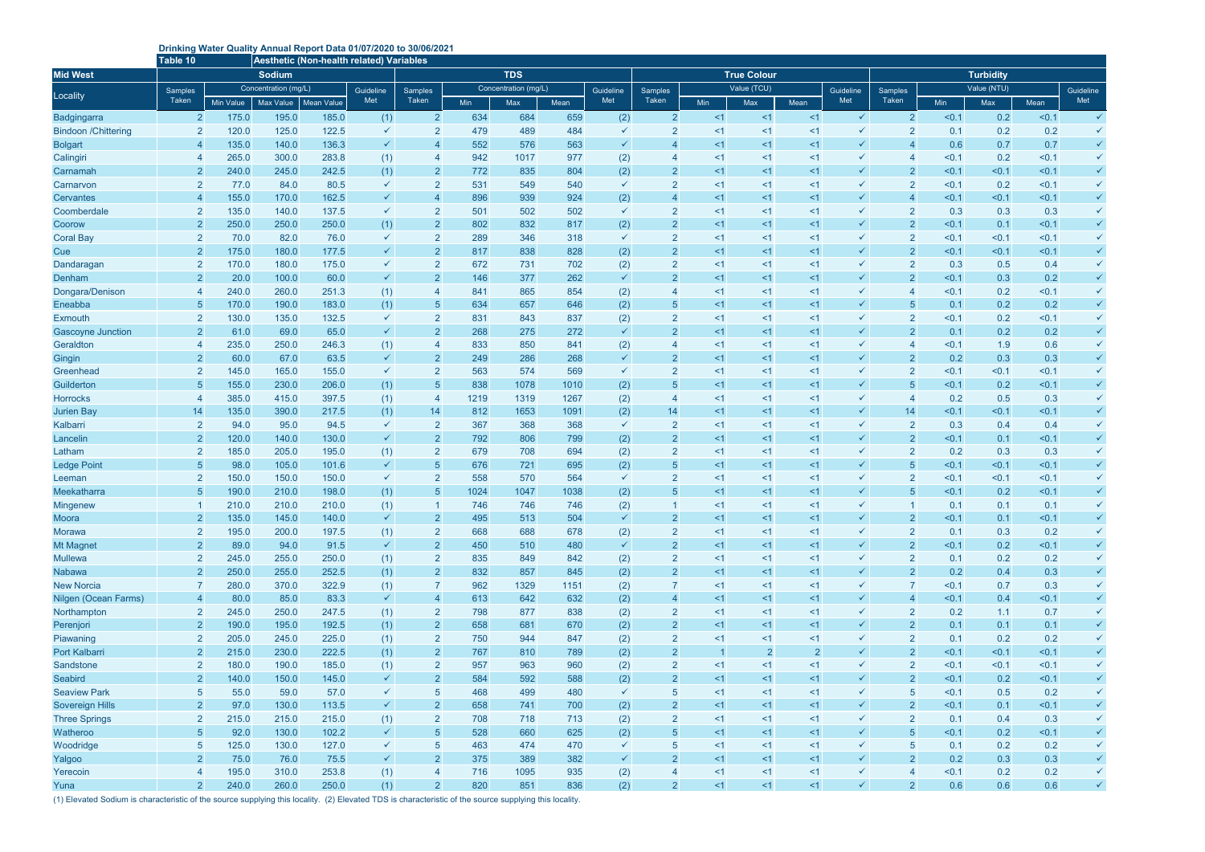**Drinking Water Quality Annual Report Data 01/07/2020 to 30/06/2021**

**Table 10** **Aesthetic (Non-health related) Variables**

| Mid West | Sodium | | | | | TDS | | | | | True Colour | | | | | Turbidity | | | | |
|---|---|---|---|---|---|---|---|---|---|---|---|---|---|---|---|---|---|---|---|---|
| Locality | Samples Taken | Concentration (mg/L) | | | Guideline Met | Samples Taken | Concentration (mg/L) | | | Guideline Met | Samples Taken | Value (TCU) | | | Guideline Met | Samples Taken | Value (NTU) | | | Guideline Met |
| | | Min Value | Max Value | Mean Value | | | Min | Max | Mean | | | Min | Max | Mean | | | Min | Max | Mean | |
| Badgingarra | 2 | 175.0 | 195.0 | 185.0 | (1) | 2 | 634 | 684 | 659 | (2) | 2 | <1 | <1 | <1 | ✓ | 2 | <0.1 | 0.2 | <0.1 | ✓ |
| Bindoon /Chittering | 2 | 120.0 | 125.0 | 122.5 | ✓ | 2 | 479 | 489 | 484 | ✓ | 2 | <1 | <1 | <1 | ✓ | 2 | 0.1 | 0.2 | 0.2 | ✓ |
| Bolgart | 4 | 135.0 | 140.0 | 136.3 | ✓ | 4 | 552 | 576 | 563 | ✓ | 4 | <1 | <1 | <1 | ✓ | 4 | 0.6 | 0.7 | 0.7 | ✓ |
| Calingiri | 4 | 265.0 | 300.0 | 283.8 | (1) | 4 | 942 | 1017 | 977 | (2) | 4 | <1 | <1 | <1 | ✓ | 4 | <0.1 | 0.2 | <0.1 | ✓ |
| Carnamah | 2 | 240.0 | 245.0 | 242.5 | (1) | 2 | 772 | 835 | 804 | (2) | 2 | <1 | <1 | <1 | ✓ | 2 | <0.1 | <0.1 | <0.1 | ✓ |
| Carnarvon | 2 | 77.0 | 84.0 | 80.5 | ✓ | 2 | 531 | 549 | 540 | ✓ | 2 | <1 | <1 | <1 | ✓ | 2 | <0.1 | 0.2 | <0.1 | ✓ |
| Cervantes | 4 | 155.0 | 170.0 | 162.5 | ✓ | 4 | 896 | 939 | 924 | (2) | 4 | <1 | <1 | <1 | ✓ | 4 | <0.1 | <0.1 | <0.1 | ✓ |
| Coomberdale | 2 | 135.0 | 140.0 | 137.5 | ✓ | 2 | 501 | 502 | 502 | ✓ | 2 | <1 | <1 | <1 | ✓ | 2 | 0.3 | 0.3 | 0.3 | ✓ |
| Coorow | 2 | 250.0 | 250.0 | 250.0 | (1) | 2 | 802 | 832 | 817 | (2) | 2 | <1 | <1 | <1 | ✓ | 2 | <0.1 | 0.1 | <0.1 | ✓ |
| Coral Bay | 2 | 70.0 | 82.0 | 76.0 | ✓ | 2 | 289 | 346 | 318 | ✓ | 2 | <1 | <1 | <1 | ✓ | 2 | <0.1 | <0.1 | <0.1 | ✓ |
| Cue | 2 | 175.0 | 180.0 | 177.5 | ✓ | 2 | 817 | 838 | 828 | (2) | 2 | <1 | <1 | <1 | ✓ | 2 | <0.1 | <0.1 | <0.1 | ✓ |
| Dandaragan | 2 | 170.0 | 180.0 | 175.0 | ✓ | 2 | 672 | 731 | 702 | (2) | 2 | <1 | <1 | <1 | ✓ | 2 | 0.3 | 0.5 | 0.4 | ✓ |
| Denham | 2 | 20.0 | 100.0 | 60.0 | ✓ | 2 | 146 | 377 | 262 | ✓ | 2 | <1 | <1 | <1 | ✓ | 2 | <0.1 | 0.3 | 0.2 | ✓ |
| Dongara/Denison | 4 | 240.0 | 260.0 | 251.3 | (1) | 4 | 841 | 865 | 854 | (2) | 4 | <1 | <1 | <1 | ✓ | 4 | <0.1 | 0.2 | <0.1 | ✓ |
| Eneabba | 5 | 170.0 | 190.0 | 183.0 | (1) | 5 | 634 | 657 | 646 | (2) | 5 | <1 | <1 | <1 | ✓ | 5 | 0.1 | 0.2 | 0.2 | ✓ |
| Exmouth | 2 | 130.0 | 135.0 | 132.5 | ✓ | 2 | 831 | 843 | 837 | (2) | 2 | <1 | <1 | <1 | ✓ | 2 | <0.1 | 0.2 | <0.1 | ✓ |
| Gascoyne Junction | 2 | 61.0 | 69.0 | 65.0 | ✓ | 2 | 268 | 275 | 272 | ✓ | 2 | <1 | <1 | <1 | ✓ | 2 | 0.1 | 0.2 | 0.2 | ✓ |
| Geraldton | 4 | 235.0 | 250.0 | 246.3 | (1) | 4 | 833 | 850 | 841 | (2) | 4 | <1 | <1 | <1 | ✓ | 4 | <0.1 | 1.9 | 0.6 | ✓ |
| Gingin | 2 | 60.0 | 67.0 | 63.5 | ✓ | 2 | 249 | 286 | 268 | ✓ | 2 | <1 | <1 | <1 | ✓ | 2 | 0.2 | 0.3 | 0.3 | ✓ |
| Greenhead | 2 | 145.0 | 165.0 | 155.0 | ✓ | 2 | 563 | 574 | 569 | ✓ | 2 | <1 | <1 | <1 | ✓ | 2 | <0.1 | <0.1 | <0.1 | ✓ |
| Guilderton | 5 | 155.0 | 230.0 | 206.0 | (1) | 5 | 838 | 1078 | 1010 | (2) | 5 | <1 | <1 | <1 | ✓ | 5 | <0.1 | 0.2 | <0.1 | ✓ |
| Horrocks | 4 | 385.0 | 415.0 | 397.5 | (1) | 4 | 1219 | 1319 | 1267 | (2) | 4 | <1 | <1 | <1 | ✓ | 4 | 0.2 | 0.5 | 0.3 | ✓ |
| Jurien Bay | 14 | 135.0 | 390.0 | 217.5 | (1) | 14 | 812 | 1653 | 1091 | (2) | 14 | <1 | <1 | <1 | ✓ | 14 | <0.1 | <0.1 | <0.1 | ✓ |
| Kalbarri | 2 | 94.0 | 95.0 | 94.5 | ✓ | 2 | 367 | 368 | 368 | ✓ | 2 | <1 | <1 | <1 | ✓ | 2 | 0.3 | 0.4 | 0.4 | ✓ |
| Lancelin | 2 | 120.0 | 140.0 | 130.0 | ✓ | 2 | 792 | 806 | 799 | (2) | 2 | <1 | <1 | <1 | ✓ | 2 | <0.1 | 0.1 | <0.1 | ✓ |
| Latham | 2 | 185.0 | 205.0 | 195.0 | (1) | 2 | 679 | 708 | 694 | (2) | 2 | <1 | <1 | <1 | ✓ | 2 | 0.2 | 0.3 | 0.3 | ✓ |
| Ledge Point | 5 | 98.0 | 105.0 | 101.6 | ✓ | 5 | 676 | 721 | 695 | (2) | 5 | <1 | <1 | <1 | ✓ | 5 | <0.1 | <0.1 | <0.1 | ✓ |
| Leeman | 2 | 150.0 | 150.0 | 150.0 | ✓ | 2 | 558 | 570 | 564 | ✓ | 2 | <1 | <1 | <1 | ✓ | 2 | <0.1 | <0.1 | <0.1 | ✓ |
| Meekatharra | 5 | 190.0 | 210.0 | 198.0 | (1) | 5 | 1024 | 1047 | 1038 | (2) | 5 | <1 | <1 | <1 | ✓ | 5 | <0.1 | 0.2 | <0.1 | ✓ |
| Mingenew | 1 | 210.0 | 210.0 | 210.0 | (1) | 1 | 746 | 746 | 746 | (2) | 1 | <1 | <1 | <1 | ✓ | 1 | 0.1 | 0.1 | 0.1 | ✓ |
| Moora | 2 | 135.0 | 145.0 | 140.0 | ✓ | 2 | 495 | 513 | 504 | ✓ | 2 | <1 | <1 | <1 | ✓ | 2 | <0.1 | 0.1 | <0.1 | ✓ |
| Morawa | 2 | 195.0 | 200.0 | 197.5 | (1) | 2 | 668 | 688 | 678 | (2) | 2 | <1 | <1 | <1 | ✓ | 2 | 0.1 | 0.3 | 0.2 | ✓ |
| Mt Magnet | 2 | 89.0 | 94.0 | 91.5 | ✓ | 2 | 450 | 510 | 480 | ✓ | 2 | <1 | <1 | <1 | ✓ | 2 | <0.1 | 0.2 | <0.1 | ✓ |
| Mullewa | 2 | 245.0 | 255.0 | 250.0 | (1) | 2 | 835 | 849 | 842 | (2) | 2 | <1 | <1 | <1 | ✓ | 2 | 0.1 | 0.2 | 0.2 | ✓ |
| Nabawa | 2 | 250.0 | 255.0 | 252.5 | (1) | 2 | 832 | 857 | 845 | (2) | 2 | <1 | <1 | <1 | ✓ | 2 | 0.2 | 0.4 | 0.3 | ✓ |
| New Norcia | 7 | 280.0 | 370.0 | 322.9 | (1) | 7 | 962 | 1329 | 1151 | (2) | 7 | <1 | <1 | <1 | ✓ | 7 | <0.1 | 0.7 | 0.3 | ✓ |
| Nilgen (Ocean Farms) | 4 | 80.0 | 85.0 | 83.3 | ✓ | 4 | 613 | 642 | 632 | (2) | 4 | <1 | <1 | <1 | ✓ | 4 | <0.1 | 0.4 | <0.1 | ✓ |
| Northampton | 2 | 245.0 | 250.0 | 247.5 | (1) | 2 | 798 | 877 | 838 | (2) | 2 | <1 | <1 | <1 | ✓ | 2 | 0.2 | 1.1 | 0.7 | ✓ |
| Perenjori | 2 | 190.0 | 195.0 | 192.5 | (1) | 2 | 658 | 681 | 670 | (2) | 2 | <1 | <1 | <1 | ✓ | 2 | 0.1 | 0.1 | 0.1 | ✓ |
| Piawaning | 2 | 205.0 | 245.0 | 225.0 | (1) | 2 | 750 | 944 | 847 | (2) | 2 | <1 | <1 | <1 | ✓ | 2 | 0.1 | 0.2 | 0.2 | ✓ |
| Port Kalbarri | 2 | 215.0 | 230.0 | 222.5 | (1) | 2 | 767 | 810 | 789 | (2) | 2 | 1 | 2 | 2 | ✓ | 2 | <0.1 | <0.1 | <0.1 | ✓ |
| Sandstone | 2 | 180.0 | 190.0 | 185.0 | (1) | 2 | 957 | 963 | 960 | (2) | 2 | <1 | <1 | <1 | ✓ | 2 | <0.1 | <0.1 | <0.1 | ✓ |
| Seabird | 2 | 140.0 | 150.0 | 145.0 | ✓ | 2 | 584 | 592 | 588 | (2) | 2 | <1 | <1 | <1 | ✓ | 2 | <0.1 | 0.2 | <0.1 | ✓ |
| Seaview Park | 5 | 55.0 | 59.0 | 57.0 | ✓ | 5 | 468 | 499 | 480 | ✓ | 5 | <1 | <1 | <1 | ✓ | 5 | <0.1 | 0.5 | 0.2 | ✓ |
| Sovereign Hills | 2 | 97.0 | 130.0 | 113.5 | ✓ | 2 | 658 | 741 | 700 | (2) | 2 | <1 | <1 | <1 | ✓ | 2 | <0.1 | 0.1 | <0.1 | ✓ |
| Three Springs | 2 | 215.0 | 215.0 | 215.0 | (1) | 2 | 708 | 718 | 713 | (2) | 2 | <1 | <1 | <1 | ✓ | 2 | 0.1 | 0.4 | 0.3 | ✓ |
| Watheroo | 5 | 92.0 | 130.0 | 102.2 | ✓ | 5 | 528 | 660 | 625 | (2) | 5 | <1 | <1 | <1 | ✓ | 5 | <0.1 | 0.2 | <0.1 | ✓ |
| Woodridge | 5 | 125.0 | 130.0 | 127.0 | ✓ | 5 | 463 | 474 | 470 | ✓ | 5 | <1 | <1 | <1 | ✓ | 5 | 0.1 | 0.2 | 0.2 | ✓ |
| Yalgoo | 2 | 75.0 | 76.0 | 75.5 | ✓ | 2 | 375 | 389 | 382 | ✓ | 2 | <1 | <1 | <1 | ✓ | 2 | 0.2 | 0.3 | 0.3 | ✓ |
| Yerecoin | 4 | 195.0 | 310.0 | 253.8 | (1) | 4 | 716 | 1095 | 935 | (2) | 4 | <1 | <1 | <1 | ✓ | 4 | <0.1 | 0.2 | 0.2 | ✓ |
| Yuna | 2 | 240.0 | 260.0 | 250.0 | (1) | 2 | 820 | 851 | 836 | (2) | 2 | <1 | <1 | <1 | ✓ | 2 | 0.6 | 0.6 | 0.6 | ✓ |

(1) Elevated Sodium is characteristic of the source supplying this locality. (2) Elevated TDS is characteristic of the source supplying this locality.